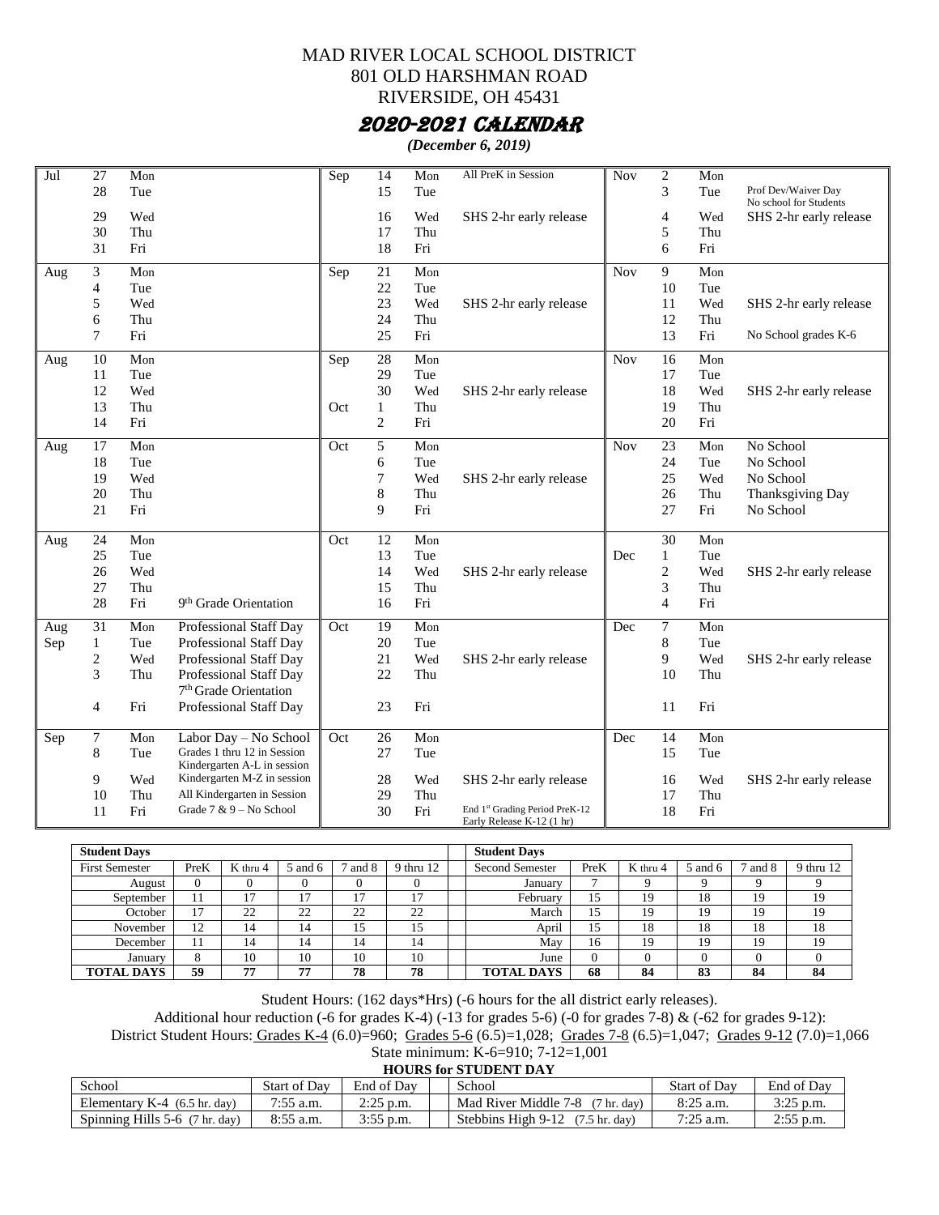# MAD RIVER LOCAL SCHOOL DISTRICT
## 801 OLD HARSHMAN ROAD
## RIVERSIDE, OH 45431

## 2020-2021 CALENDAR

*(December 6, 2019)*

| Month | Date | Day | Note | Month | Date | Day | Note | Month | Date | Day | Note |
|---|---|---|---|---|---|---|---|---|---|---|---|
| Jul | 27 | Mon | | Sep | 14 | Mon | All PreK in Session | Nov | 2 | Mon | |
| | 28 | Tue | | | 15 | Tue | | | 3 | Tue | Prof Dev/Waiver Day No school for Students |
| | 29 | Wed | | | 16 | Wed | SHS 2-hr early release | | 4 | Wed | SHS 2-hr early release |
| | 30 | Thu | | | 17 | Thu | | | 5 | Thu | |
| | 31 | Fri | | | 18 | Fri | | | 6 | Fri | |
| Aug | 3 | Mon | | Sep | 21 | Mon | | Nov | 9 | Mon | |
| | 4 | Tue | | | 22 | Tue | | | 10 | Tue | |
| | 5 | Wed | | | 23 | Wed | SHS 2-hr early release | | 11 | Wed | SHS 2-hr early release |
| | 6 | Thu | | | 24 | Thu | | | 12 | Thu | |
| | 7 | Fri | | | 25 | Fri | | | 13 | Fri | No School grades K-6 |
| Aug | 10 | Mon | | Sep | 28 | Mon | | Nov | 16 | Mon | |
| | 11 | Tue | | | 29 | Tue | | | 17 | Tue | |
| | 12 | Wed | | | 30 | Wed | SHS 2-hr early release | | 18 | Wed | SHS 2-hr early release |
| | 13 | Thu | | Oct | 1 | Thu | | | 19 | Thu | |
| | 14 | Fri | | | 2 | Fri | | | 20 | Fri | |
| Aug | 17 | Mon | | Oct | 5 | Mon | | Nov | 23 | Mon | No School |
| | 18 | Tue | | | 6 | Tue | | | 24 | Tue | No School |
| | 19 | Wed | | | 7 | Wed | SHS 2-hr early release | | 25 | Wed | No School |
| | 20 | Thu | | | 8 | Thu | | | 26 | Thu | Thanksgiving Day |
| | 21 | Fri | | | 9 | Fri | | | 27 | Fri | No School |
| Aug | 24 | Mon | | Oct | 12 | Mon | | | 30 | Mon | |
| | 25 | Tue | | | 13 | Tue | | Dec | 1 | Tue | |
| | 26 | Wed | | | 14 | Wed | SHS 2-hr early release | | 2 | Wed | SHS 2-hr early release |
| | 27 | Thu | | | 15 | Thu | | | 3 | Thu | |
| | 28 | Fri | 9th Grade Orientation | | 16 | Fri | | | 4 | Fri | |
| Aug | 31 | Mon | Professional Staff Day | Oct | 19 | Mon | | Dec | 7 | Mon | |
| Sep | 1 | Tue | Professional Staff Day | | 20 | Tue | | | 8 | Tue | |
| | 2 | Wed | Professional Staff Day | | 21 | Wed | SHS 2-hr early release | | 9 | Wed | SHS 2-hr early release |
| | 3 | Thu | Professional Staff Day; 7th Grade Orientation | | 22 | Thu | | | 10 | Thu | |
| | 4 | Fri | Professional Staff Day | | 23 | Fri | | | 11 | Fri | |
| Sep | 7 | Mon | Labor Day – No School | Oct | 26 | Mon | | Dec | 14 | Mon | |
| | 8 | Tue | Grades 1 thru 12 in Session; Kindergarten A-L in session | | 27 | Tue | | | 15 | Tue | |
| | 9 | Wed | Kindergarten M-Z in session | | 28 | Wed | SHS 2-hr early release | | 16 | Wed | SHS 2-hr early release |
| | 10 | Thu | All Kindergarten in Session | | 29 | Thu | | | 17 | Thu | |
| | 11 | Fri | Grade 7 & 9 – No School | | 30 | Fri | End 1st Grading Period PreK-12; Early Release K-12 (1 hr) | | 18 | Fri | |

| Student Days | | | | | | | Student Days | | | | | |
|---|---|---|---|---|---|---|---|---|---|---|---|---|
| First Semester | PreK | K thru 4 | 5 and 6 | 7 and 8 | 9 thru 12 | | Second Semester | PreK | K thru 4 | 5 and 6 | 7 and 8 | 9 thru 12 |
| August | 0 | 0 | 0 | 0 | 0 | | January | 7 | 9 | 9 | 9 | 9 |
| September | 11 | 17 | 17 | 17 | 17 | | February | 15 | 19 | 18 | 19 | 19 |
| October | 17 | 22 | 22 | 22 | 22 | | March | 15 | 19 | 19 | 19 | 19 |
| November | 12 | 14 | 14 | 15 | 15 | | April | 15 | 18 | 18 | 18 | 18 |
| December | 11 | 14 | 14 | 14 | 14 | | May | 16 | 19 | 19 | 19 | 19 |
| January | 8 | 10 | 10 | 10 | 10 | | June | 0 | 0 | 0 | 0 | 0 |
| **TOTAL DAYS** | **59** | **77** | **77** | **78** | **78** | | **TOTAL DAYS** | **68** | **84** | **83** | **84** | **84** |

Student Hours: (162 days*Hrs) (-6 hours for the all district early releases).

Additional hour reduction (-6 for grades K-4) (-13 for grades 5-6) (-0 for grades 7-8) & (-62 for grades 9-12):

District Student Hours: Grades K-4 (6.0)=960; Grades 5-6 (6.5)=1,028; Grades 7-8 (6.5)=1,047; Grades 9-12 (7.0)=1,066

State minimum: K-6=910; 7-12=1,001

**HOURS for STUDENT DAY**

| School | Start of Day | End of Day | | School | Start of Day | End of Day |
|---|---|---|---|---|---|---|
| Elementary K-4 (6.5 hr. day) | 7:55 a.m. | 2:25 p.m. | | Mad River Middle 7-8 (7 hr. day) | 8:25 a.m. | 3:25 p.m. |
| Spinning Hills 5-6 (7 hr. day) | 8:55 a.m. | 3:55 p.m. | | Stebbins High 9-12 (7.5 hr. day) | 7:25 a.m. | 2:55 p.m. |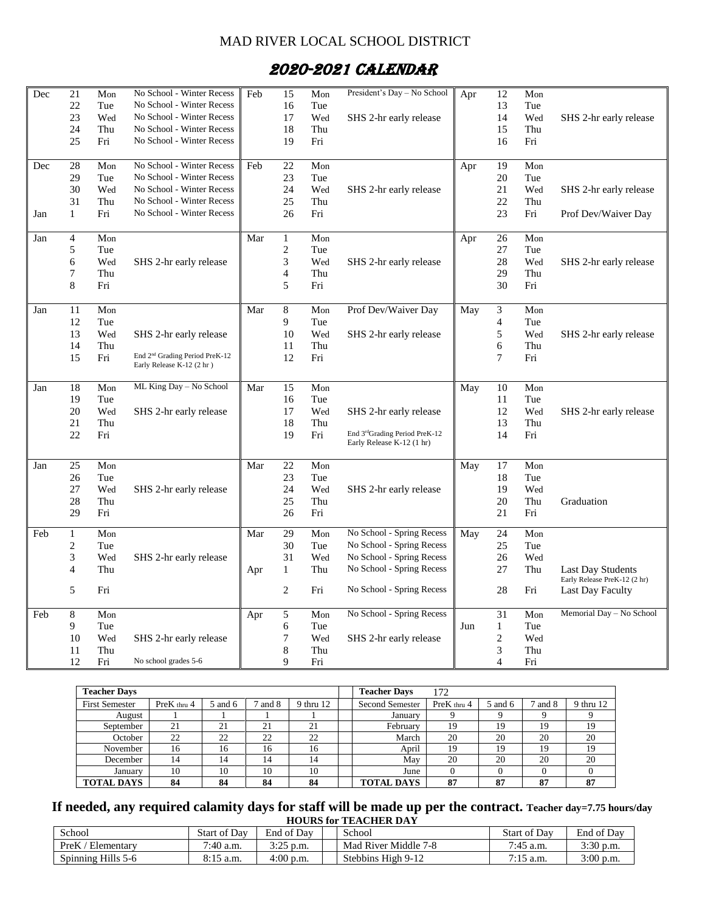MAD RIVER LOCAL SCHOOL DISTRICT

# 2020-2021 CALENDAR

| Month | Date | Day | Event | Month | Date | Day | Event | Month | Date | Day | Event |
|---|---|---|---|---|---|---|---|---|---|---|---|
| Dec | 21 | Mon | No School - Winter Recess | Feb | 15 | Mon | President's Day – No School | Apr | 12 | Mon | |
| | 22 | Tue | No School - Winter Recess | | 16 | Tue | | | 13 | Tue | |
| | 23 | Wed | No School - Winter Recess | | 17 | Wed | SHS 2-hr early release | | 14 | Wed | SHS 2-hr early release |
| | 24 | Thu | No School - Winter Recess | | 18 | Thu | | | 15 | Thu | |
| | 25 | Fri | No School - Winter Recess | | 19 | Fri | | | 16 | Fri | |
| Dec | 28 | Mon | No School - Winter Recess | Feb | 22 | Mon | | Apr | 19 | Mon | |
| | 29 | Tue | No School - Winter Recess | | 23 | Tue | | | 20 | Tue | |
| | 30 | Wed | No School - Winter Recess | | 24 | Wed | SHS 2-hr early release | | 21 | Wed | SHS 2-hr early release |
| | 31 | Thu | No School - Winter Recess | | 25 | Thu | | | 22 | Thu | |
| Jan | 1 | Fri | No School - Winter Recess | | 26 | Fri | | | 23 | Fri | Prof Dev/Waiver Day |
| Jan | 4 | Mon | | Mar | 1 | Mon | | Apr | 26 | Mon | |
| | 5 | Tue | | | 2 | Tue | | | 27 | Tue | |
| | 6 | Wed | SHS 2-hr early release | | 3 | Wed | SHS 2-hr early release | | 28 | Wed | SHS 2-hr early release |
| | 7 | Thu | | | 4 | Thu | | | 29 | Thu | |
| | 8 | Fri | | | 5 | Fri | | | 30 | Fri | |
| Jan | 11 | Mon | | Mar | 8 | Mon | Prof Dev/Waiver Day | May | 3 | Mon | |
| | 12 | Tue | | | 9 | Tue | | | 4 | Tue | |
| | 13 | Wed | SHS 2-hr early release | | 10 | Wed | SHS 2-hr early release | | 5 | Wed | SHS 2-hr early release |
| | 14 | Thu | | | 11 | Thu | | | 6 | Thu | |
| | 15 | Fri | End 2nd Grading Period PreK-12 Early Release K-12 (2 hr ) | | 12 | Fri | | | 7 | Fri | |
| Jan | 18 | Mon | ML King Day – No School | Mar | 15 | Mon | | May | 10 | Mon | |
| | 19 | Tue | | | 16 | Tue | | | 11 | Tue | |
| | 20 | Wed | SHS 2-hr early release | | 17 | Wed | SHS 2-hr early release | | 12 | Wed | SHS 2-hr early release |
| | 21 | Thu | | | 18 | Thu | | | 13 | Thu | |
| | 22 | Fri | | | 19 | Fri | End 3rd Grading Period PreK-12 Early Release K-12 (1 hr) | | 14 | Fri | |
| Jan | 25 | Mon | | Mar | 22 | Mon | | May | 17 | Mon | |
| | 26 | Tue | | | 23 | Tue | | | 18 | Tue | |
| | 27 | Wed | SHS 2-hr early release | | 24 | Wed | SHS 2-hr early release | | 19 | Wed | |
| | 28 | Thu | | | 25 | Thu | | | 20 | Thu | Graduation |
| | 29 | Fri | | | 26 | Fri | | | 21 | Fri | |
| Feb | 1 | Mon | | Mar | 29 | Mon | No School - Spring Recess | May | 24 | Mon | |
| | 2 | Tue | | | 30 | Tue | No School - Spring Recess | | 25 | Tue | |
| | 3 | Wed | SHS 2-hr early release | | 31 | Wed | No School - Spring Recess | | 26 | Wed | |
| | 4 | Thu | | Apr | 1 | Thu | No School - Spring Recess | | 27 | Thu | Last Day Students Early Release PreK-12 (2 hr) |
| | 5 | Fri | | | 2 | Fri | No School - Spring Recess | | 28 | Fri | Last Day Faculty |
| Feb | 8 | Mon | | Apr | 5 | Mon | No School - Spring Recess | | 31 | Mon | Memorial Day – No School |
| | 9 | Tue | | | 6 | Tue | | Jun | 1 | Tue | |
| | 10 | Wed | SHS 2-hr early release | | 7 | Wed | SHS 2-hr early release | | 2 | Wed | |
| | 11 | Thu | | | 8 | Thu | | | 3 | Thu | |
| | 12 | Fri | No school grades 5-6 | | 9 | Fri | | | 4 | Fri | |

| Teacher Days | | | | | | Teacher Days | 172 | | | |
|---|---|---|---|---|---|---|---|---|---|---|
| First Semester | PreK thru 4 | 5 and 6 | 7 and 8 | 9 thru 12 | | Second Semester | PreK thru 4 | 5 and 6 | 7 and 8 | 9 thru 12 |
| August | 1 | 1 | 1 | 1 | | January | 9 | 9 | 9 | 9 |
| September | 21 | 21 | 21 | 21 | | February | 19 | 19 | 19 | 19 |
| October | 22 | 22 | 22 | 22 | | March | 20 | 20 | 20 | 20 |
| November | 16 | 16 | 16 | 16 | | April | 19 | 19 | 19 | 19 |
| December | 14 | 14 | 14 | 14 | | May | 20 | 20 | 20 | 20 |
| January | 10 | 10 | 10 | 10 | | June | 0 | 0 | 0 | 0 |
| **TOTAL DAYS** | **84** | **84** | **84** | **84** | | **TOTAL DAYS** | **87** | **87** | **87** | **87** |

**If needed, any required calamity days for staff will be made up per the contract. Teacher day=7.75 hours/day**

**HOURS for TEACHER DAY**

| School | Start of Day | End of Day | | School | Start of Day | End of Day |
|---|---|---|---|---|---|---|
| PreK / Elementary | 7:40 a.m. | 3:25 p.m. | | Mad River Middle 7-8 | 7:45 a.m. | 3:30 p.m. |
| Spinning Hills 5-6 | 8:15 a.m. | 4:00 p.m. | | Stebbins High 9-12 | 7:15 a.m. | 3:00 p.m. |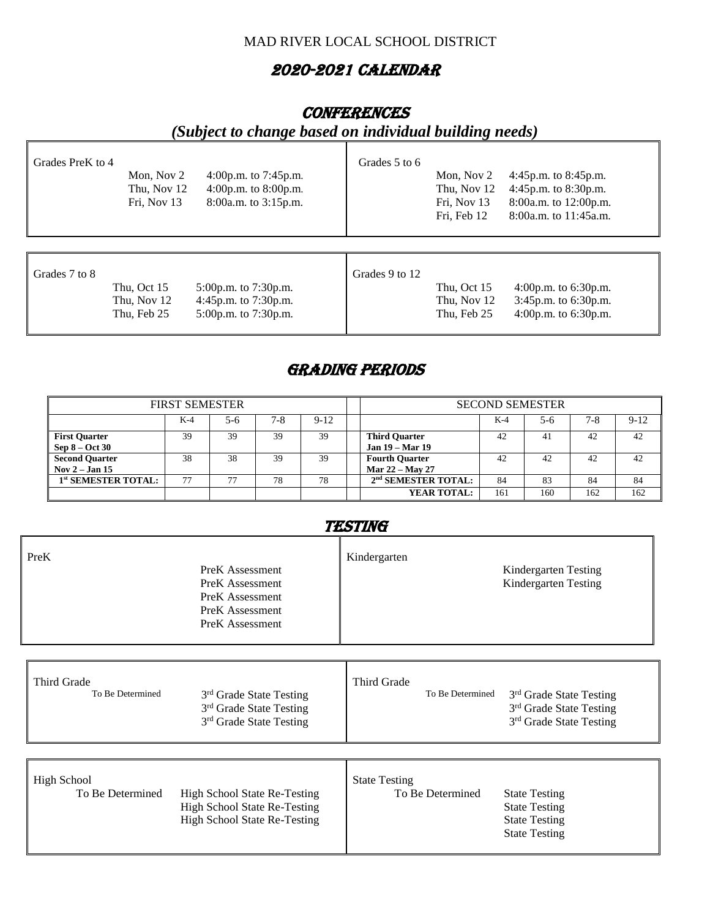MAD RIVER LOCAL SCHOOL DISTRICT

# 2020-2021 CALENDAR

## CONFERENCES

### *(Subject to change based on individual building needs)*

| Grades PreK to 4 | | | Grades 5 to 6 | | |
|---|---|---|---|---|---|
| | Mon, Nov 2 | 4:00p.m. to 7:45p.m. | | Mon, Nov 2 | 4:45p.m. to 8:45p.m. |
| | Thu, Nov 12 | 4:00p.m. to 8:00p.m. | | Thu, Nov 12 | 4:45p.m. to 8:30p.m. |
| | Fri, Nov 13 | 8:00a.m. to 3:15p.m. | | Fri, Nov 13 | 8:00a.m. to 12:00p.m. |
| | | | | Fri, Feb 12 | 8:00a.m. to 11:45a.m. |

| Grades 7 to 8 | | | Grades 9 to 12 | | |
|---|---|---|---|---|---|
| | Thu, Oct 15 | 5:00p.m. to 7:30p.m. | | Thu, Oct 15 | 4:00p.m. to 6:30p.m. |
| | Thu, Nov 12 | 4:45p.m. to 7:30p.m. | | Thu, Nov 12 | 3:45p.m. to 6:30p.m. |
| | Thu, Feb 25 | 5:00p.m. to 7:30p.m. | | Thu, Feb 25 | 4:00p.m. to 6:30p.m. |

## GRADING PERIODS

| FIRST SEMESTER | | | | | | SECOND SEMESTER | | | | |
|---|---|---|---|---|---|---|---|---|---|---|
| | K-4 | 5-6 | 7-8 | 9-12 | | | K-4 | 5-6 | 7-8 | 9-12 |
| **First Quarter Sep 8 – Oct 30** | 39 | 39 | 39 | 39 | | **Third Quarter Jan 19 – Mar 19** | 42 | 41 | 42 | 42 |
| **Second Quarter Nov 2 – Jan 15** | 38 | 38 | 39 | 39 | | **Fourth Quarter Mar 22 – May 27** | 42 | 42 | 42 | 42 |
| **1st SEMESTER TOTAL:** | 77 | 77 | 78 | 78 | | **2nd SEMESTER TOTAL:** | 84 | 83 | 84 | 84 |
| | | | | | | **YEAR TOTAL:** | 161 | 160 | 162 | 162 |

## TESTING

| PreK | | Kindergarten | |
|---|---|---|---|
| | PreK Assessment | | Kindergarten Testing |
| | PreK Assessment | | Kindergarten Testing |
| | PreK Assessment | | |
| | PreK Assessment | | |
| | PreK Assessment | | |

| Third Grade | | Third Grade | |
|---|---|---|---|
| To Be Determined | 3rd Grade State Testing | To Be Determined | 3rd Grade State Testing |
| | 3rd Grade State Testing | | 3rd Grade State Testing |
| | 3rd Grade State Testing | | 3rd Grade State Testing |

| High School | | State Testing | |
|---|---|---|---|
| To Be Determined | High School State Re-Testing | To Be Determined | State Testing |
| | High School State Re-Testing | | State Testing |
| | High School State Re-Testing | | State Testing |
| | | | State Testing |